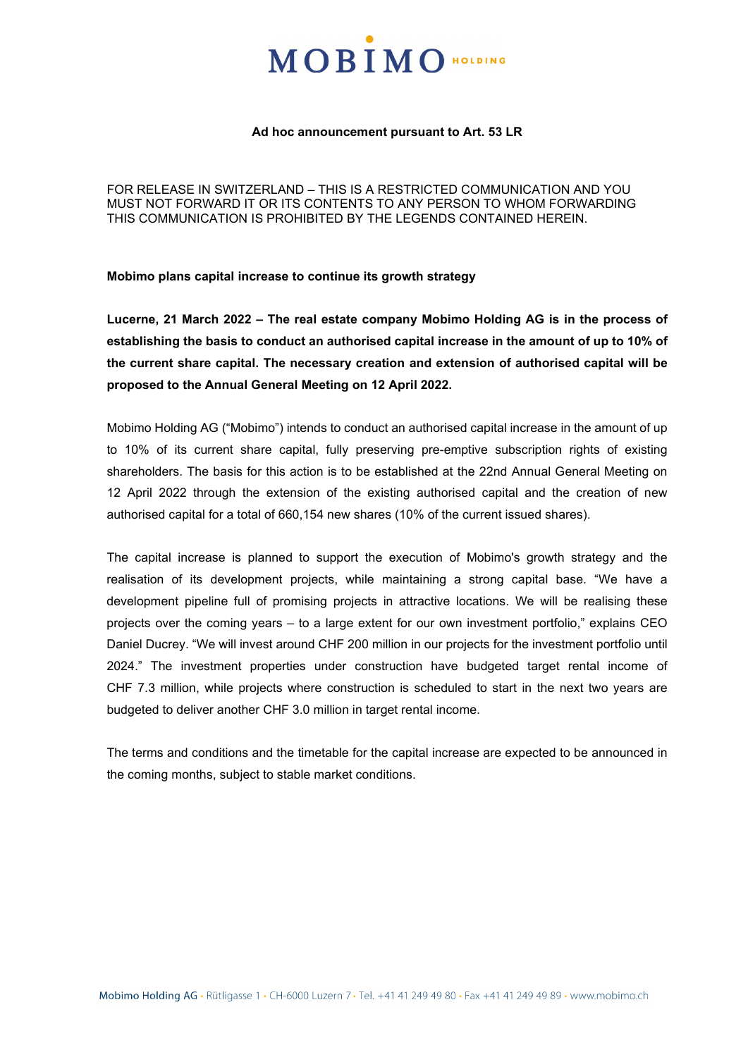**Ad hoc announcement pursuant to Art. 53 LR**

FOR RELEASE IN SWITZERLAND – THIS IS A RESTRICTED COMMUNICATION AND YOU MUST NOT FORWARD IT OR ITS CONTENTS TO ANY PERSON TO WHOM FORWARDING THIS COMMUNICATION IS PROHIBITED BY THE LEGENDS CONTAINED HEREIN.

**Mobimo plans capital increase to continue its growth strategy**

**Lucerne, 21 March 2022 – The real estate company Mobimo Holding AG is in the process of establishing the basis to conduct an authorised capital increase in the amount of up to 10% of the current share capital. The necessary creation and extension of authorised capital will be proposed to the Annual General Meeting on 12 April 2022.**

Mobimo Holding AG ("Mobimo") intends to conduct an authorised capital increase in the amount of up to 10% of its current share capital, fully preserving pre-emptive subscription rights of existing shareholders. The basis for this action is to be established at the 22nd Annual General Meeting on 12 April 2022 through the extension of the existing authorised capital and the creation of new authorised capital for a total of 660,154 new shares (10% of the current issued shares).

The capital increase is planned to support the execution of Mobimo's growth strategy and the realisation of its development projects, while maintaining a strong capital base. "We have a development pipeline full of promising projects in attractive locations. We will be realising these projects over the coming years – to a large extent for our own investment portfolio," explains CEO Daniel Ducrey. "We will invest around CHF 200 million in our projects for the investment portfolio until 2024." The investment properties under construction have budgeted target rental income of CHF 7.3 million, while projects where construction is scheduled to start in the next two years are budgeted to deliver another CHF 3.0 million in target rental income.

The terms and conditions and the timetable for the capital increase are expected to be announced in the coming months, subject to stable market conditions.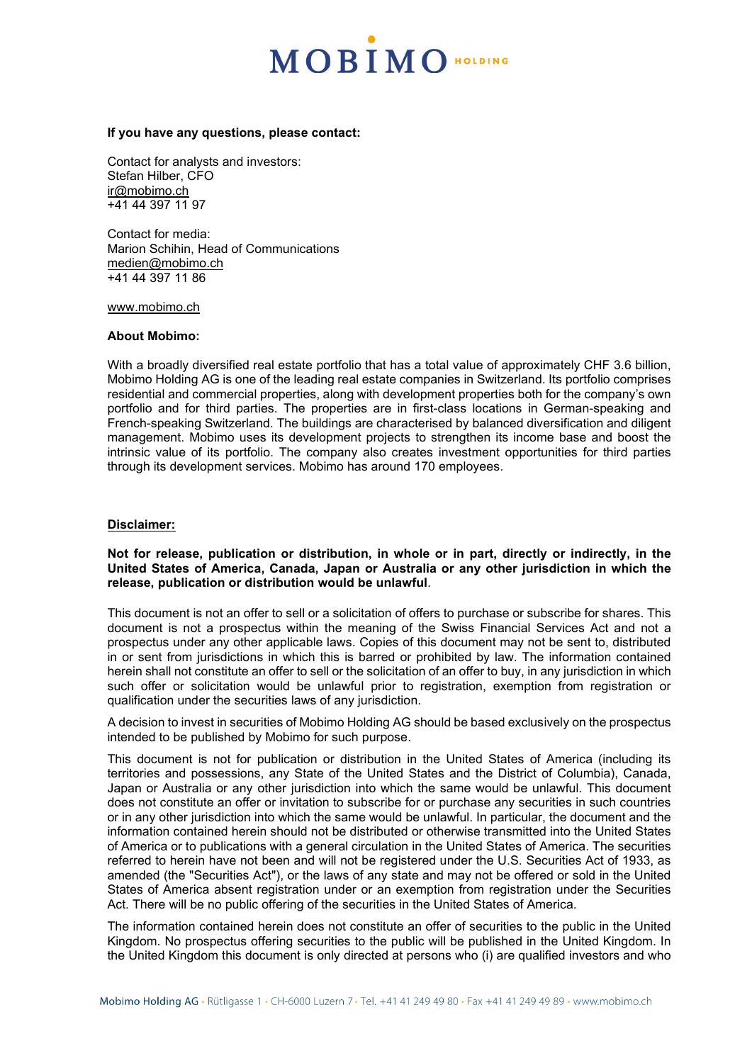**If you have any questions, please contact:**

Contact for analysts and investors:
Stefan Hilber, CFO
ir@mobimo.ch
+41 44 397 11 97

Contact for media:
Marion Schihin, Head of Communications
medien@mobimo.ch
+41 44 397 11 86

www.mobimo.ch

**About Mobimo:**

With a broadly diversified real estate portfolio that has a total value of approximately CHF 3.6 billion, Mobimo Holding AG is one of the leading real estate companies in Switzerland. Its portfolio comprises residential and commercial properties, along with development properties both for the company's own portfolio and for third parties. The properties are in first-class locations in German-speaking and French-speaking Switzerland. The buildings are characterised by balanced diversification and diligent management. Mobimo uses its development projects to strengthen its income base and boost the intrinsic value of its portfolio. The company also creates investment opportunities for third parties through its development services. Mobimo has around 170 employees.

**Disclaimer:**

**Not for release, publication or distribution, in whole or in part, directly or indirectly, in the United States of America, Canada, Japan or Australia or any other jurisdiction in which the release, publication or distribution would be unlawful**.

This document is not an offer to sell or a solicitation of offers to purchase or subscribe for shares. This document is not a prospectus within the meaning of the Swiss Financial Services Act and not a prospectus under any other applicable laws. Copies of this document may not be sent to, distributed in or sent from jurisdictions in which this is barred or prohibited by law. The information contained herein shall not constitute an offer to sell or the solicitation of an offer to buy, in any jurisdiction in which such offer or solicitation would be unlawful prior to registration, exemption from registration or qualification under the securities laws of any jurisdiction.

A decision to invest in securities of Mobimo Holding AG should be based exclusively on the prospectus intended to be published by Mobimo for such purpose.

This document is not for publication or distribution in the United States of America (including its territories and possessions, any State of the United States and the District of Columbia), Canada, Japan or Australia or any other jurisdiction into which the same would be unlawful. This document does not constitute an offer or invitation to subscribe for or purchase any securities in such countries or in any other jurisdiction into which the same would be unlawful. In particular, the document and the information contained herein should not be distributed or otherwise transmitted into the United States of America or to publications with a general circulation in the United States of America. The securities referred to herein have not been and will not be registered under the U.S. Securities Act of 1933, as amended (the "Securities Act"), or the laws of any state and may not be offered or sold in the United States of America absent registration under or an exemption from registration under the Securities Act. There will be no public offering of the securities in the United States of America.

The information contained herein does not constitute an offer of securities to the public in the United Kingdom. No prospectus offering securities to the public will be published in the United Kingdom. In the United Kingdom this document is only directed at persons who (i) are qualified investors and who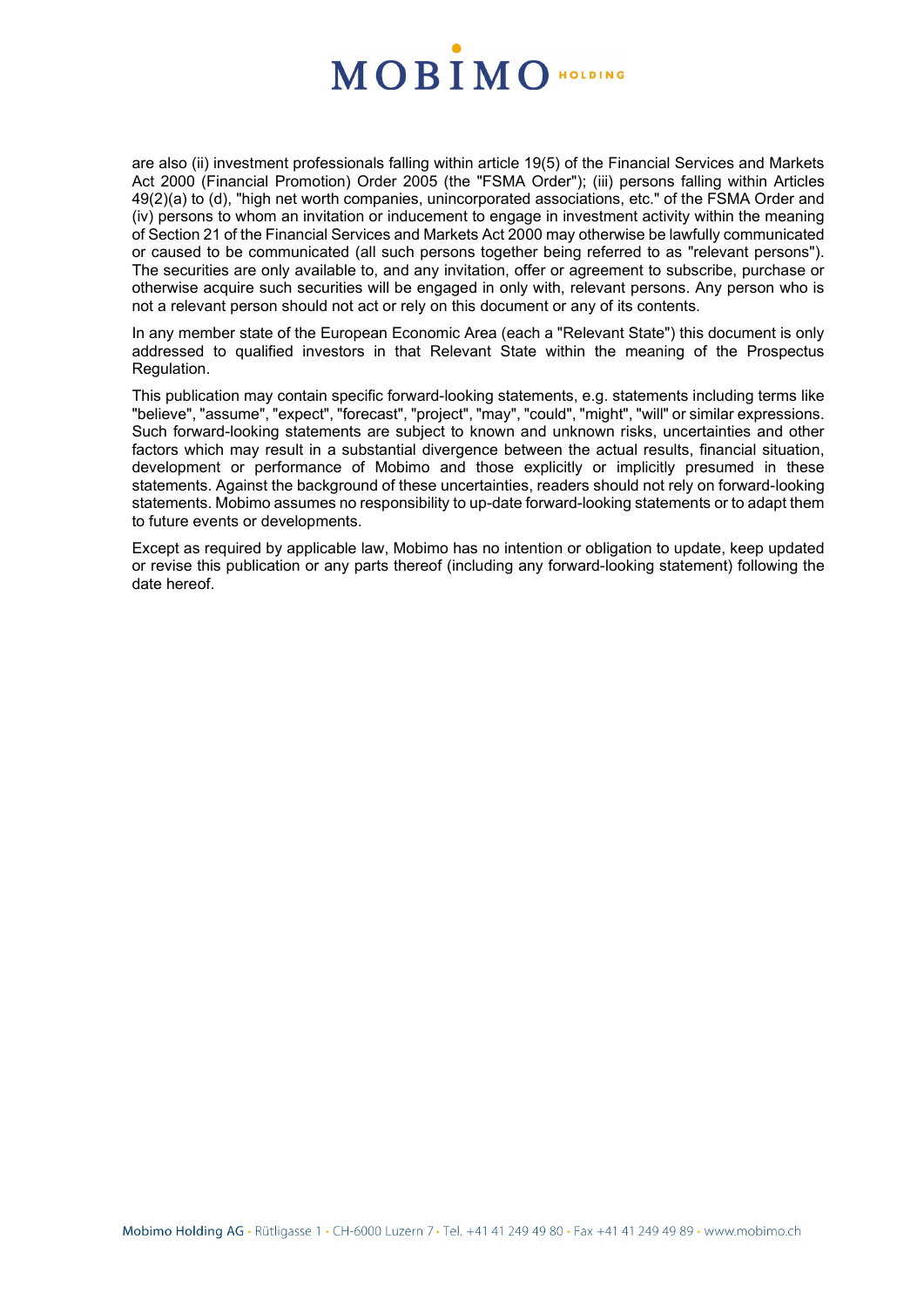are also (ii) investment professionals falling within article 19(5) of the Financial Services and Markets Act 2000 (Financial Promotion) Order 2005 (the "FSMA Order"); (iii) persons falling within Articles 49(2)(a) to (d), "high net worth companies, unincorporated associations, etc." of the FSMA Order and (iv) persons to whom an invitation or inducement to engage in investment activity within the meaning of Section 21 of the Financial Services and Markets Act 2000 may otherwise be lawfully communicated or caused to be communicated (all such persons together being referred to as "relevant persons"). The securities are only available to, and any invitation, offer or agreement to subscribe, purchase or otherwise acquire such securities will be engaged in only with, relevant persons. Any person who is not a relevant person should not act or rely on this document or any of its contents.

In any member state of the European Economic Area (each a "Relevant State") this document is only addressed to qualified investors in that Relevant State within the meaning of the Prospectus Regulation.

This publication may contain specific forward-looking statements, e.g. statements including terms like "believe", "assume", "expect", "forecast", "project", "may", "could", "might", "will" or similar expressions. Such forward-looking statements are subject to known and unknown risks, uncertainties and other factors which may result in a substantial divergence between the actual results, financial situation, development or performance of Mobimo and those explicitly or implicitly presumed in these statements. Against the background of these uncertainties, readers should not rely on forward-looking statements. Mobimo assumes no responsibility to up-date forward-looking statements or to adapt them to future events or developments.

Except as required by applicable law, Mobimo has no intention or obligation to update, keep updated or revise this publication or any parts thereof (including any forward-looking statement) following the date hereof.